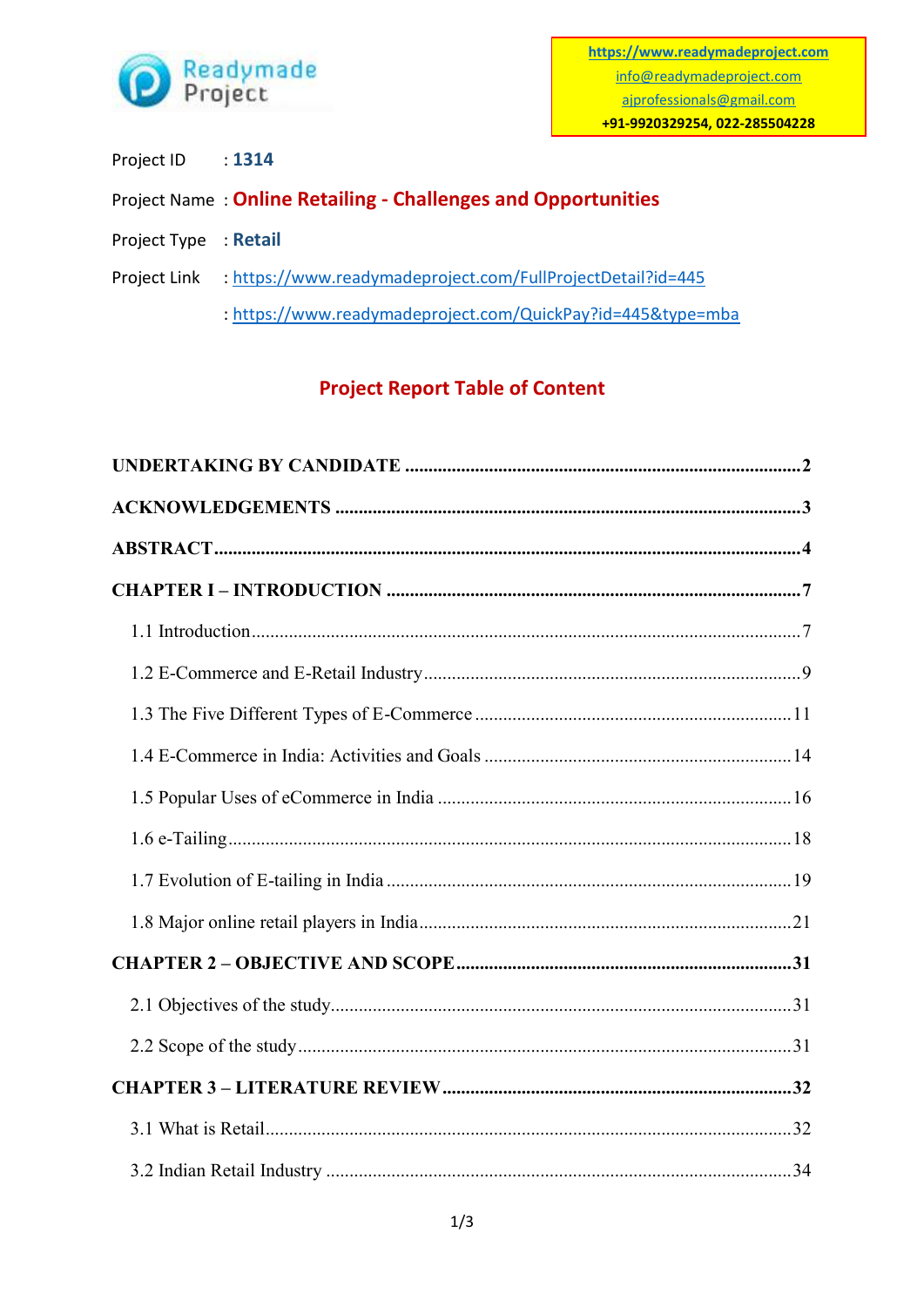Readymade Project

https://www.readymadeproject.com
info@readymadeproject.com
ajprofessionals@gmail.com
**+91-9920329254, 022-285504228**

Project ID : **1314**

Project Name : **Online Retailing - Challenges and Opportunities**

Project Type : **Retail**

Project Link : https://www.readymadeproject.com/FullProjectDetail?id=445

: https://www.readymadeproject.com/QuickPay?id=445&type=mba

## Project Report Table of Content

**UNDERTAKING BY CANDIDATE** .......... 2

**ACKNOWLEDGEMENTS** .......... 3

**ABSTRACT** .......... 4

**CHAPTER I – INTRODUCTION** .......... 7

- 1.1 Introduction .......... 7
- 1.2 E-Commerce and E-Retail Industry .......... 9
- 1.3 The Five Different Types of E-Commerce .......... 11
- 1.4 E-Commerce in India: Activities and Goals .......... 14
- 1.5 Popular Uses of eCommerce in India .......... 16
- 1.6 e-Tailing .......... 18
- 1.7 Evolution of E-tailing in India .......... 19
- 1.8 Major online retail players in India .......... 21

**CHAPTER 2 – OBJECTIVE AND SCOPE** .......... 31

- 2.1 Objectives of the study .......... 31
- 2.2 Scope of the study .......... 31

**CHAPTER 3 – LITERATURE REVIEW** .......... 32

- 3.1 What is Retail .......... 32
- 3.2 Indian Retail Industry .......... 34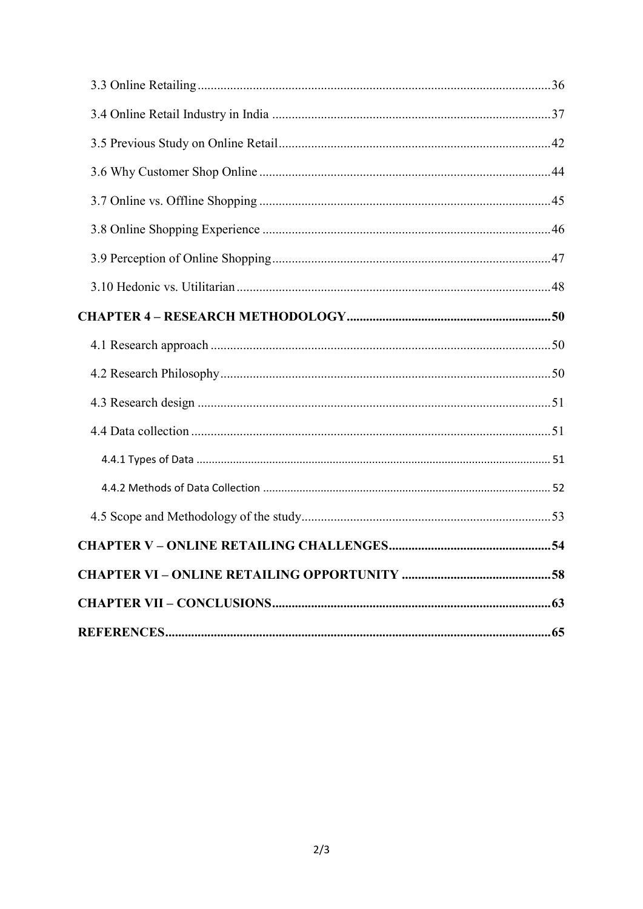3.3 Online Retailing ........................................................................................................36

3.4 Online Retail Industry in India ....................................................................................37

3.5 Previous Study on Online Retail ..................................................................................42

3.6 Why Customer Shop Online ........................................................................................44

3.7 Online vs. Offline Shopping ........................................................................................45

3.8 Online Shopping Experience .......................................................................................46

3.9 Perception of Online Shopping ....................................................................................47

3.10 Hedonic vs. Utilitarian ...............................................................................................48

**CHAPTER 4 – RESEARCH METHODOLOGY ..............................................................50**

4.1 Research approach .......................................................................................................50

4.2 Research Philosophy .....................................................................................................50

4.3 Research design ...........................................................................................................51

4.4 Data collection .............................................................................................................51

4.4.1 Types of Data .............................................................................................................51

4.4.2 Methods of Data Collection .......................................................................................52

4.5 Scope and Methodology of the study ...........................................................................53

**CHAPTER V – ONLINE RETAILING CHALLENGES .................................................54**

**CHAPTER VI – ONLINE RETAILING OPPORTUNITY .............................................58**

**CHAPTER VII – CONCLUSIONS ....................................................................................63**

**REFERENCES .....................................................................................................................65**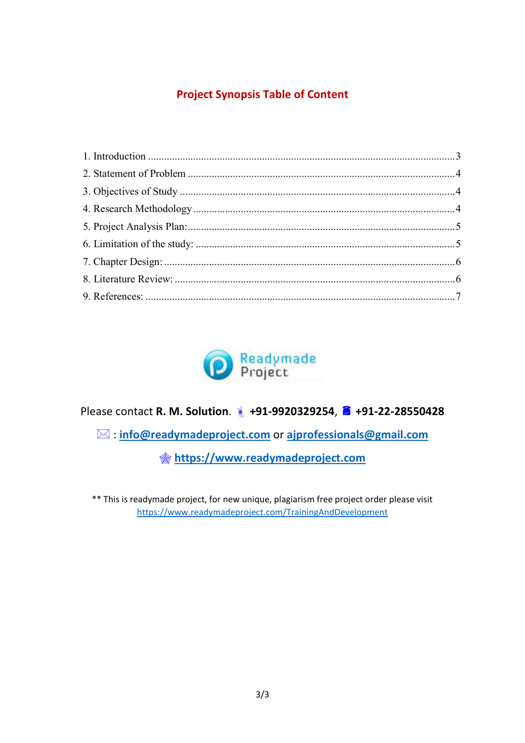## Project Synopsis Table of Content

1. Introduction ........................................................................................................3
2. Statement of Problem ........................................................................................4
3. Objectives of Study ............................................................................................4
4. Research Methodology .......................................................................................4
5. Project Analysis Plan: ..........................................................................................5
6. Limitation of the study: ......................................................................................5
7. Chapter Design: ..................................................................................................6
8. Literature Review: ..............................................................................................6
9. References: .........................................................................................................7

Readymade Project

Please contact **R. M. Solution.** **+91-9920329254**, **+91-22-28550428**

: **info@readymadeproject.com** or **ajprofessionals@gmail.com**

**https://www.readymadeproject.com**

** This is readymade project, for new unique, plagiarism free project order please visit https://www.readymadeproject.com/TrainingAndDevelopment